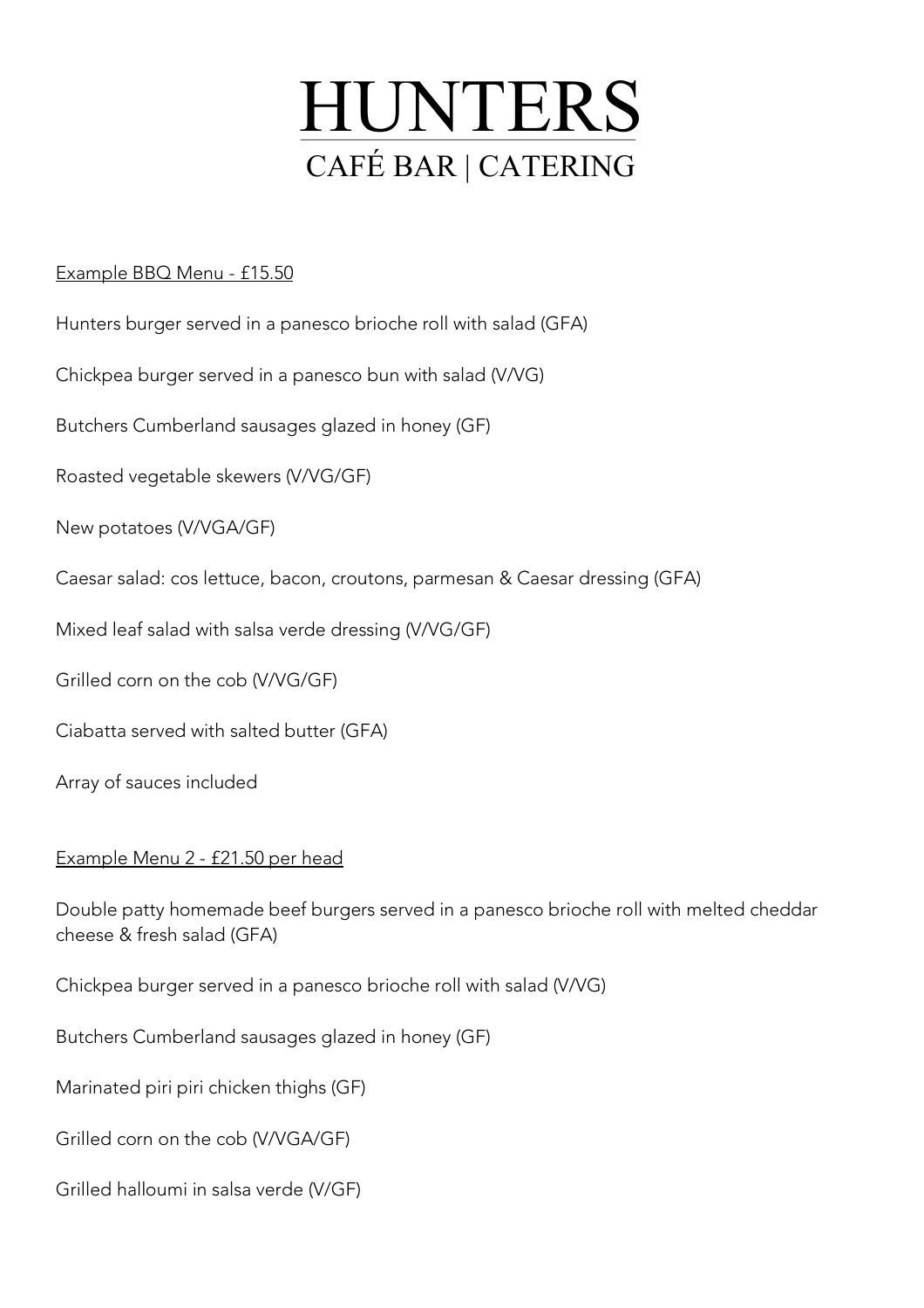# HUNTERS

## CAFÉ BAR | CATERING

<u>Example BBQ Menu - £15.50</u>

Hunters burger served in a panesco brioche roll with salad (GFA)

Chickpea burger served in a panesco bun with salad (V/VG)

Butchers Cumberland sausages glazed in honey (GF)

Roasted vegetable skewers (V/VG/GF)

New potatoes (V/VGA/GF)

Caesar salad: cos lettuce, bacon, croutons, parmesan & Caesar dressing (GFA)

Mixed leaf salad with salsa verde dressing (V/VG/GF)

Grilled corn on the cob (V/VG/GF)

Ciabatta served with salted butter (GFA)

Array of sauces included

<u>Example Menu 2 - £21.50 per head</u>

Double patty homemade beef burgers served in a panesco brioche roll with melted cheddar cheese & fresh salad (GFA)

Chickpea burger served in a panesco brioche roll with salad (V/VG)

Butchers Cumberland sausages glazed in honey (GF)

Marinated piri piri chicken thighs (GF)

Grilled corn on the cob (V/VGA/GF)

Grilled halloumi in salsa verde (V/GF)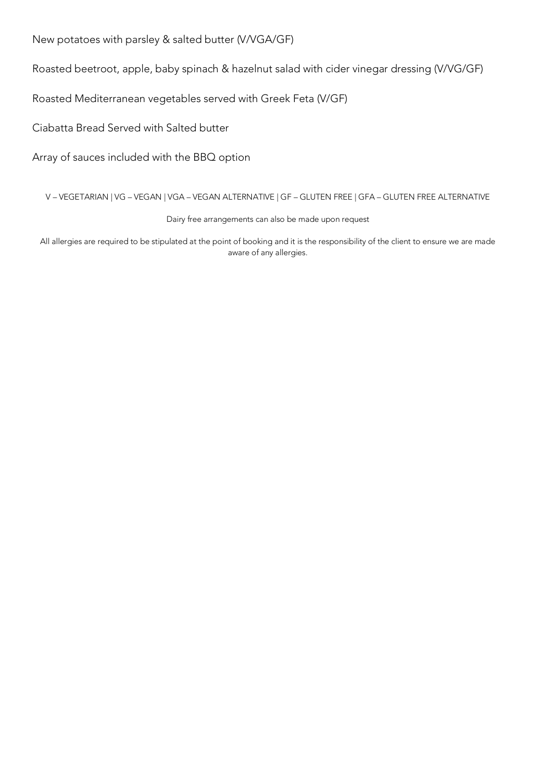New potatoes with parsley & salted butter (V/VGA/GF)

Roasted beetroot, apple, baby spinach & hazelnut salad with cider vinegar dressing (V/VG/GF)

Roasted Mediterranean vegetables served with Greek Feta (V/GF)

Ciabatta Bread Served with Salted butter

Array of sauces included with the BBQ option

V – VEGETARIAN | VG – VEGAN | VGA – VEGAN ALTERNATIVE | GF – GLUTEN FREE | GFA – GLUTEN FREE ALTERNATIVE

Dairy free arrangements can also be made upon request

All allergies are required to be stipulated at the point of booking and it is the responsibility of the client to ensure we are made aware of any allergies.